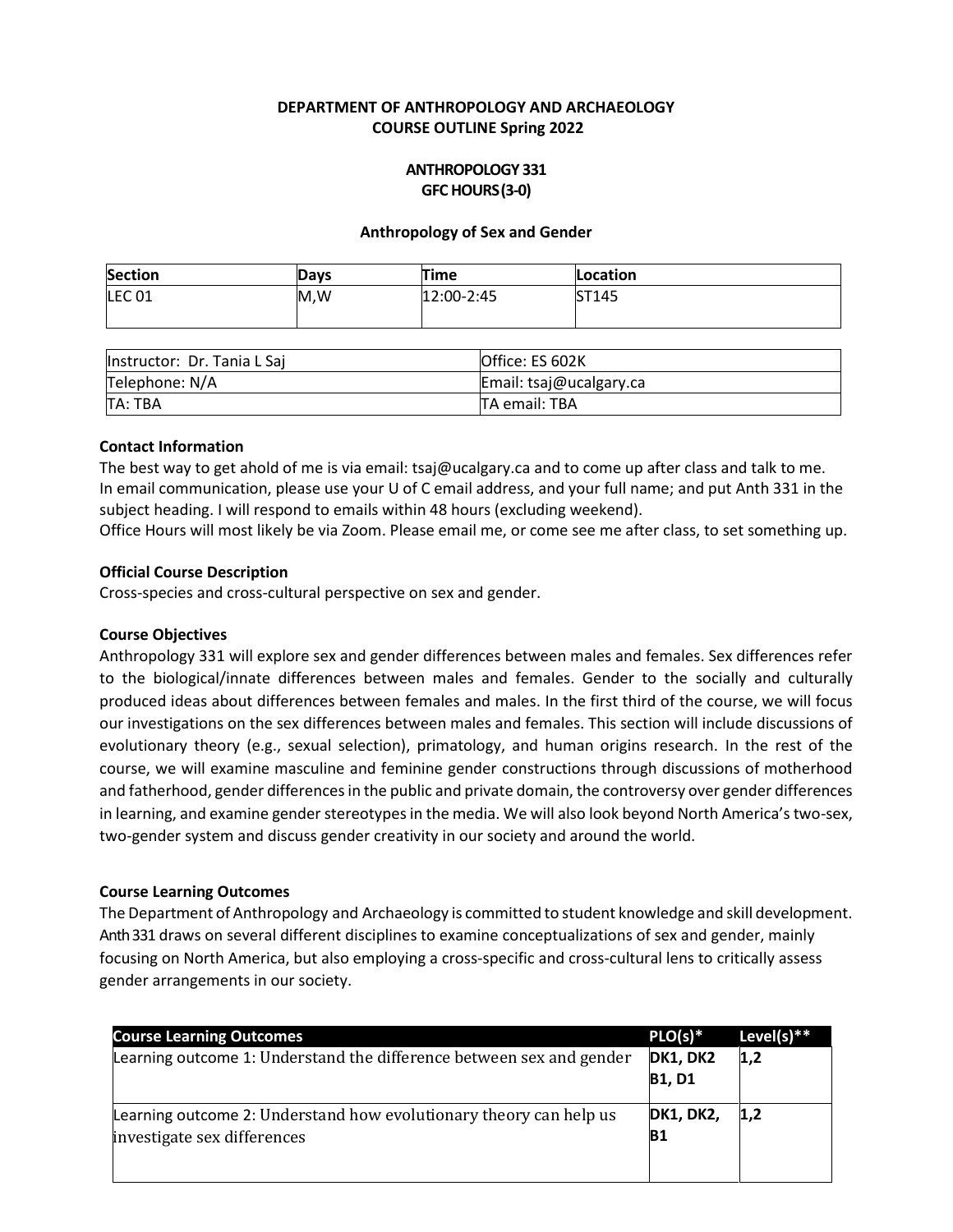**DEPARTMENT OF ANTHROPOLOGY AND ARCHAEOLOGY**
**COURSE OUTLINE Spring 2022**

**ANTHROPOLOGY 331**
**GFC HOURS (3-0)**

**Anthropology of Sex and Gender**

| Section | Days | Time | Location |
|---|---|---|---|
| LEC 01 | M,W | 12:00-2:45 | ST145 |

| | |
|---|---|
| Instructor: Dr. Tania L Saj | Office: ES 602K |
| Telephone: N/A | Email: tsaj@ucalgary.ca |
| TA: TBA | TA email: TBA |

**Contact Information**

The best way to get ahold of me is via email: tsaj@ucalgary.ca and to come up after class and talk to me. In email communication, please use your U of C email address, and your full name; and put Anth 331 in the subject heading. I will respond to emails within 48 hours (excluding weekend).
Office Hours will most likely be via Zoom. Please email me, or come see me after class, to set something up.

**Official Course Description**

Cross-species and cross-cultural perspective on sex and gender.

**Course Objectives**

Anthropology 331 will explore sex and gender differences between males and females. Sex differences refer to the biological/innate differences between males and females. Gender to the socially and culturally produced ideas about differences between females and males. In the first third of the course, we will focus our investigations on the sex differences between males and females. This section will include discussions of evolutionary theory (e.g., sexual selection), primatology, and human origins research. In the rest of the course, we will examine masculine and feminine gender constructions through discussions of motherhood and fatherhood, gender differences in the public and private domain, the controversy over gender differences in learning, and examine gender stereotypes in the media. We will also look beyond North America's two-sex, two-gender system and discuss gender creativity in our society and around the world.

**Course Learning Outcomes**

The Department of Anthropology and Archaeology is committed to student knowledge and skill development. Anth 331 draws on several different disciplines to examine conceptualizations of sex and gender, mainly focusing on North America, but also employing a cross-specific and cross-cultural lens to critically assess gender arrangements in our society.

| Course Learning Outcomes | PLO(s)* | Level(s)** |
|---|---|---|
| Learning outcome 1: Understand the difference between sex and gender | **DK1, DK2 B1, D1** | **1,2** |
| Learning outcome 2: Understand how evolutionary theory can help us investigate sex differences | **DK1, DK2, B1** | **1,2** |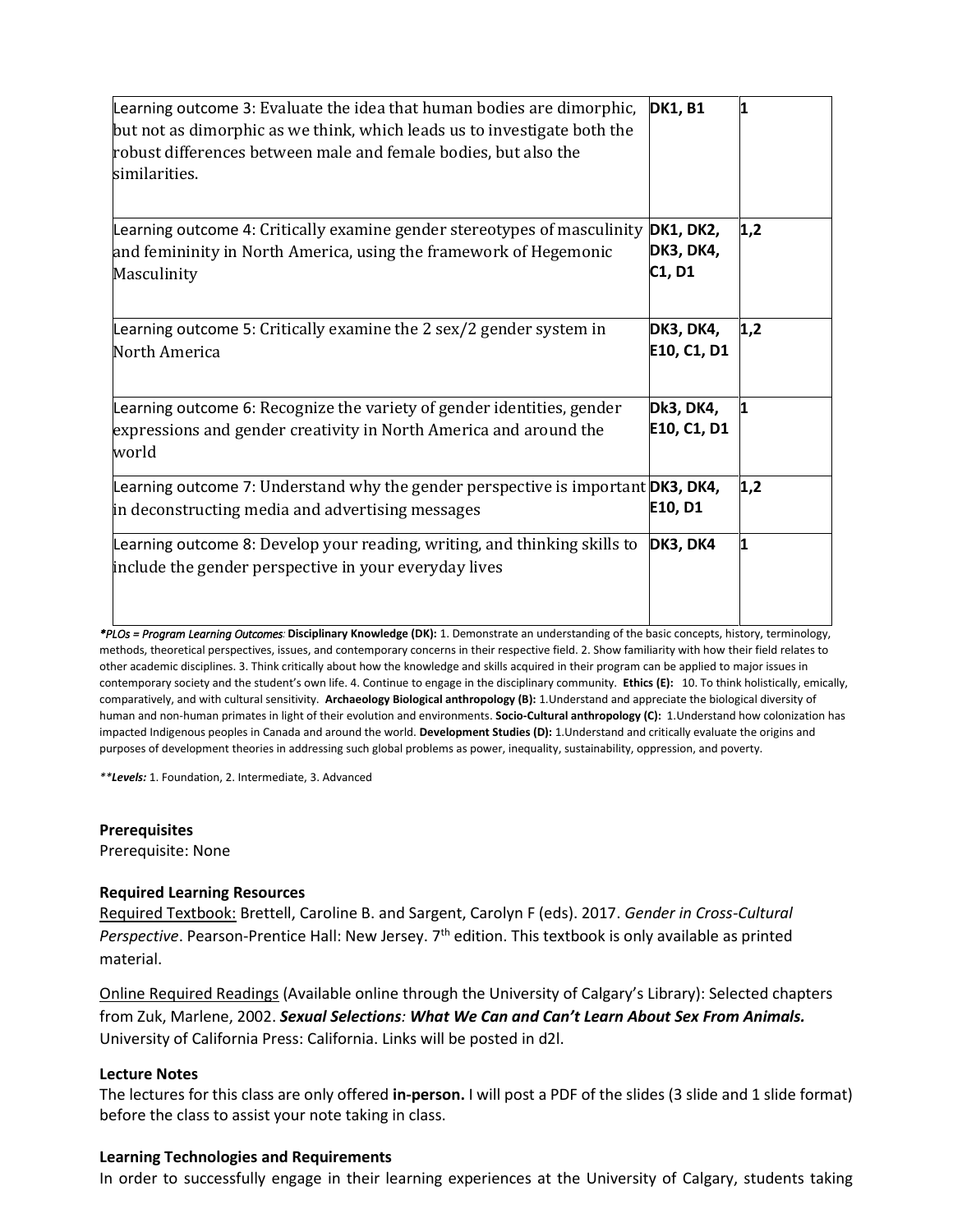| | | |
|---|---|---|
| Learning outcome 3: Evaluate the idea that human bodies are dimorphic, but not as dimorphic as we think, which leads us to investigate both the robust differences between male and female bodies, but also the similarities. | **DK1, B1** | **1** |
| Learning outcome 4: Critically examine gender stereotypes of masculinity and femininity in North America, using the framework of Hegemonic Masculinity | **DK1, DK2, DK3, DK4, C1, D1** | **1,2** |
| Learning outcome 5: Critically examine the 2 sex/2 gender system in North America | **DK3, DK4, E10, C1, D1** | **1,2** |
| Learning outcome 6: Recognize the variety of gender identities, gender expressions and gender creativity in North America and around the world | **Dk3, DK4, E10, C1, D1** | **1** |
| Learning outcome 7: Understand why the gender perspective is important in deconstructing media and advertising messages | **DK3, DK4, E10, D1** | **1,2** |
| Learning outcome 8: Develop your reading, writing, and thinking skills to include the gender perspective in your everyday lives | **DK3, DK4** | **1** |

***PLOs = Program Learning Outcomes:* **Disciplinary Knowledge (DK):** 1. Demonstrate an understanding of the basic concepts, history, terminology, methods, theoretical perspectives, issues, and contemporary concerns in their respective field. 2. Show familiarity with how their field relates to other academic disciplines. 3. Think critically about how the knowledge and skills acquired in their program can be applied to major issues in contemporary society and the student's own life. 4. Continue to engage in the disciplinary community. **Ethics (E):** 10. To think holistically, emically, comparatively, and with cultural sensitivity. **Archaeology Biological anthropology (B):** 1.Understand and appreciate the biological diversity of human and non-human primates in light of their evolution and environments. **Socio-Cultural anthropology (C):** 1.Understand how colonization has impacted Indigenous peoples in Canada and around the world. **Development Studies (D):** 1.Understand and critically evaluate the origins and purposes of development theories in addressing such global problems as power, inequality, sustainability, oppression, and poverty.

***\*\*Levels:*** 1. Foundation, 2. Intermediate, 3. Advanced

**Prerequisites**

Prerequisite: None

**Required Learning Resources**

Required Textbook: Brettell, Caroline B. and Sargent, Carolyn F (eds). 2017. *Gender in Cross-Cultural Perspective*. Pearson-Prentice Hall: New Jersey. 7th edition. This textbook is only available as printed material.

Online Required Readings (Available online through the University of Calgary's Library): Selected chapters from Zuk, Marlene, 2002. ***Sexual Selections: What We Can and Can't Learn About Sex From Animals.*** University of California Press: California. Links will be posted in d2l.

**Lecture Notes**

The lectures for this class are only offered **in-person.** I will post a PDF of the slides (3 slide and 1 slide format) before the class to assist your note taking in class.

**Learning Technologies and Requirements**

In order to successfully engage in their learning experiences at the University of Calgary, students taking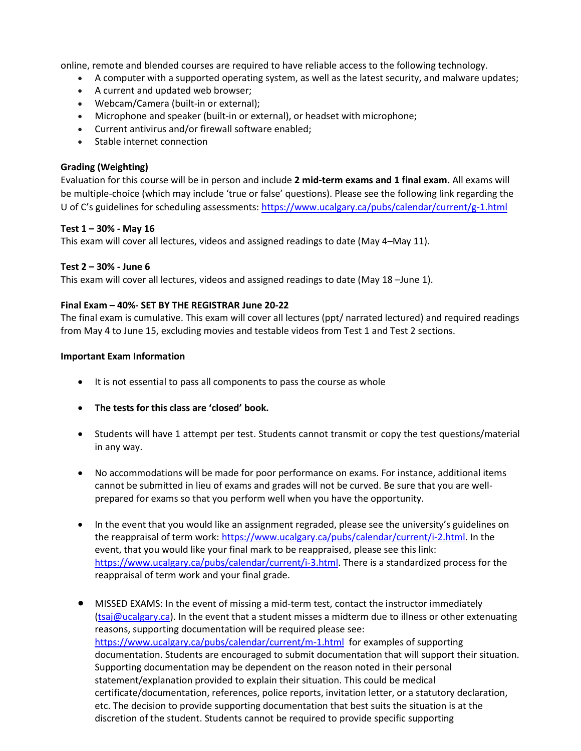online, remote and blended courses are required to have reliable access to the following technology.

- A computer with a supported operating system, as well as the latest security, and malware updates;
- A current and updated web browser;
- Webcam/Camera (built-in or external);
- Microphone and speaker (built-in or external), or headset with microphone;
- Current antivirus and/or firewall software enabled;
- Stable internet connection

**Grading (Weighting)**

Evaluation for this course will be in person and include **2 mid-term exams and 1 final exam.** All exams will be multiple-choice (which may include 'true or false' questions). Please see the following link regarding the U of C's guidelines for scheduling assessments: https://www.ucalgary.ca/pubs/calendar/current/g-1.html

**Test 1 – 30% - May 16**

This exam will cover all lectures, videos and assigned readings to date (May 4–May 11).

**Test 2 – 30% - June 6**

This exam will cover all lectures, videos and assigned readings to date (May 18 –June 1).

**Final Exam – 40%- SET BY THE REGISTRAR June 20-22**

The final exam is cumulative. This exam will cover all lectures (ppt/ narrated lectured) and required readings from May 4 to June 15, excluding movies and testable videos from Test 1 and Test 2 sections.

**Important Exam Information**

- It is not essential to pass all components to pass the course as whole
- **The tests for this class are 'closed' book.**
- Students will have 1 attempt per test. Students cannot transmit or copy the test questions/material in any way.
- No accommodations will be made for poor performance on exams. For instance, additional items cannot be submitted in lieu of exams and grades will not be curved. Be sure that you are well-prepared for exams so that you perform well when you have the opportunity.
- In the event that you would like an assignment regraded, please see the university's guidelines on the reappraisal of term work: https://www.ucalgary.ca/pubs/calendar/current/i-2.html. In the event, that you would like your final mark to be reappraised, please see this link: https://www.ucalgary.ca/pubs/calendar/current/i-3.html. There is a standardized process for the reappraisal of term work and your final grade.
- MISSED EXAMS: In the event of missing a mid-term test, contact the instructor immediately (tsaj@ucalgary.ca). In the event that a student misses a midterm due to illness or other extenuating reasons, supporting documentation will be required please see: https://www.ucalgary.ca/pubs/calendar/current/m-1.html for examples of supporting documentation. Students are encouraged to submit documentation that will support their situation. Supporting documentation may be dependent on the reason noted in their personal statement/explanation provided to explain their situation. This could be medical certificate/documentation, references, police reports, invitation letter, or a statutory declaration, etc. The decision to provide supporting documentation that best suits the situation is at the discretion of the student. Students cannot be required to provide specific supporting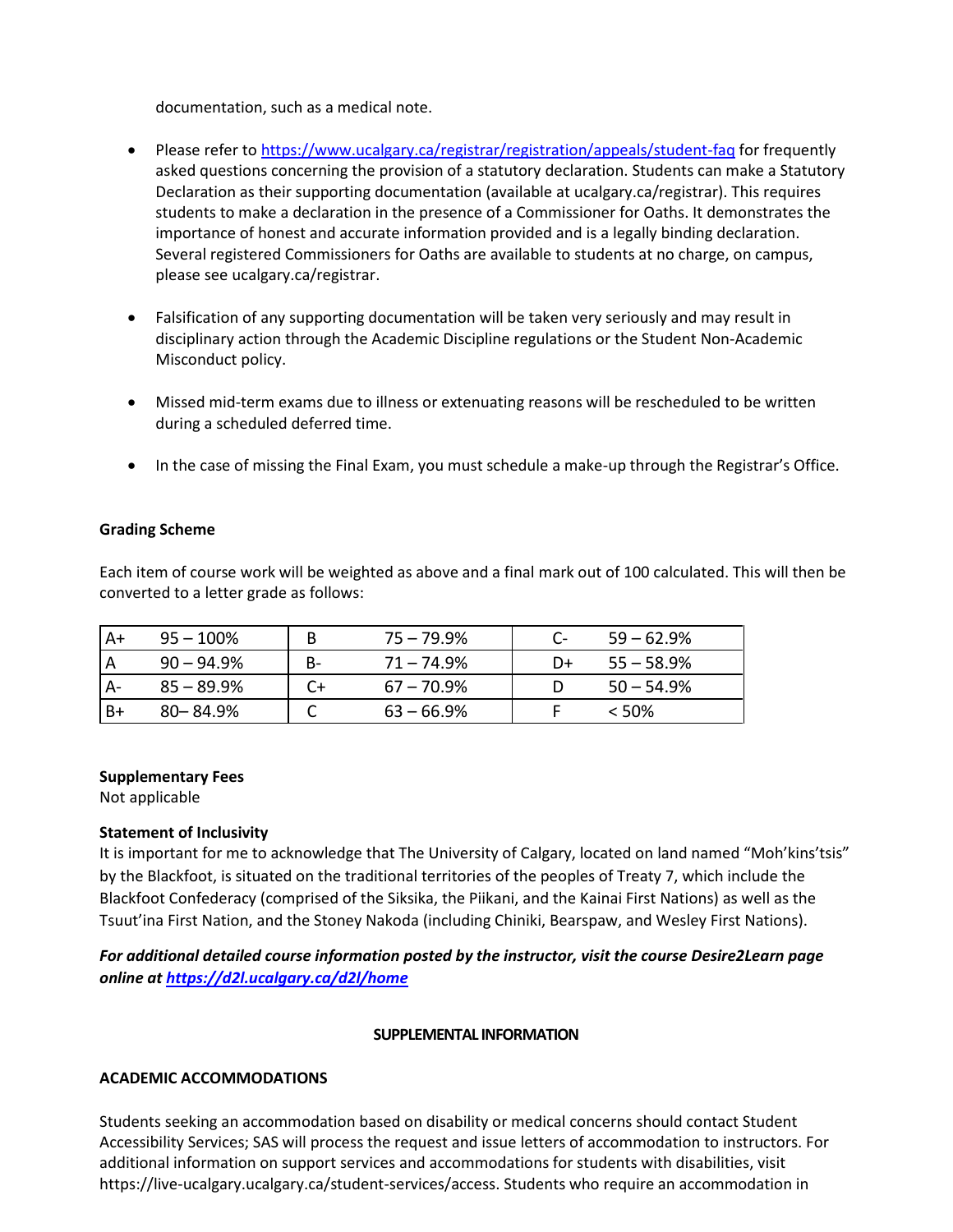documentation, such as a medical note.

- Please refer to https://www.ucalgary.ca/registrar/registration/appeals/student-faq for frequently asked questions concerning the provision of a statutory declaration. Students can make a Statutory Declaration as their supporting documentation (available at ucalgary.ca/registrar). This requires students to make a declaration in the presence of a Commissioner for Oaths. It demonstrates the importance of honest and accurate information provided and is a legally binding declaration. Several registered Commissioners for Oaths are available to students at no charge, on campus, please see ucalgary.ca/registrar.

- Falsification of any supporting documentation will be taken very seriously and may result in disciplinary action through the Academic Discipline regulations or the Student Non-Academic Misconduct policy.

- Missed mid-term exams due to illness or extenuating reasons will be rescheduled to be written during a scheduled deferred time.

- In the case of missing the Final Exam, you must schedule a make-up through the Registrar's Office.

**Grading Scheme**

Each item of course work will be weighted as above and a final mark out of 100 calculated. This will then be converted to a letter grade as follows:

| | | | | | |
|---|---|---|---|---|---|
| A+ | 95 – 100% | B | 75 – 79.9% | C- | 59 – 62.9% |
| A | 90 – 94.9% | B- | 71 – 74.9% | D+ | 55 – 58.9% |
| A- | 85 – 89.9% | C+ | 67 – 70.9% | D | 50 – 54.9% |
| B+ | 80– 84.9% | C | 63 – 66.9% | F | < 50% |

**Supplementary Fees**
Not applicable

**Statement of Inclusivity**
It is important for me to acknowledge that The University of Calgary, located on land named "Moh'kins'tsis" by the Blackfoot, is situated on the traditional territories of the peoples of Treaty 7, which include the Blackfoot Confederacy (comprised of the Siksika, the Piikani, and the Kainai First Nations) as well as the Tsuut'ina First Nation, and the Stoney Nakoda (including Chiniki, Bearspaw, and Wesley First Nations).

***For additional detailed course information posted by the instructor, visit the course Desire2Learn page online at https://d2l.ucalgary.ca/d2l/home***

**SUPPLEMENTAL INFORMATION**

**ACADEMIC ACCOMMODATIONS**

Students seeking an accommodation based on disability or medical concerns should contact Student Accessibility Services; SAS will process the request and issue letters of accommodation to instructors. For additional information on support services and accommodations for students with disabilities, visit https://live-ucalgary.ucalgary.ca/student-services/access. Students who require an accommodation in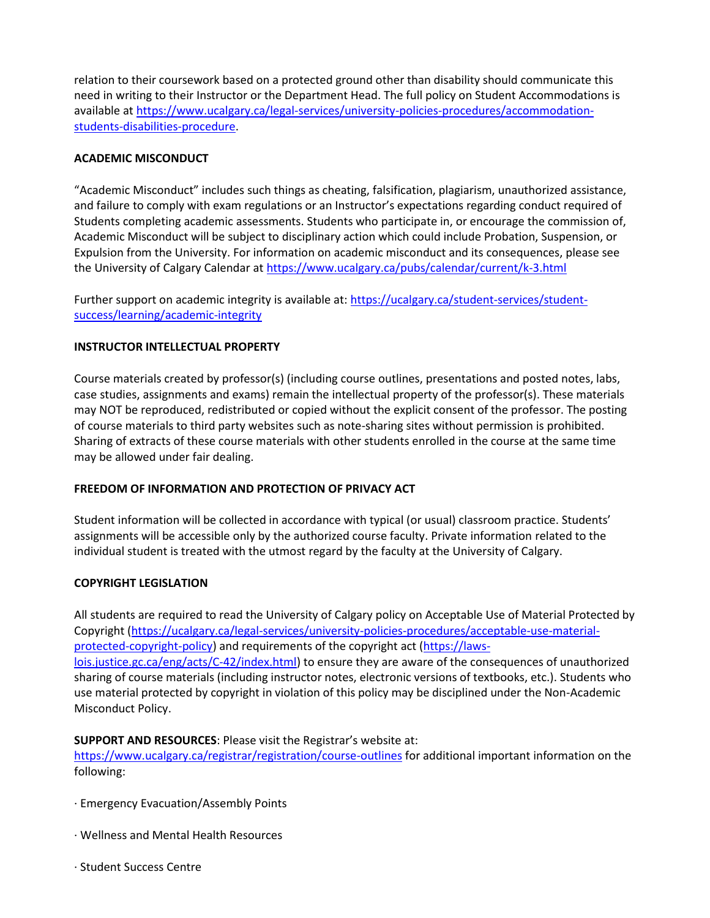relation to their coursework based on a protected ground other than disability should communicate this need in writing to their Instructor or the Department Head. The full policy on Student Accommodations is available at https://www.ucalgary.ca/legal-services/university-policies-procedures/accommodation-students-disabilities-procedure.

**ACADEMIC MISCONDUCT**

"Academic Misconduct" includes such things as cheating, falsification, plagiarism, unauthorized assistance, and failure to comply with exam regulations or an Instructor's expectations regarding conduct required of Students completing academic assessments. Students who participate in, or encourage the commission of, Academic Misconduct will be subject to disciplinary action which could include Probation, Suspension, or Expulsion from the University. For information on academic misconduct and its consequences, please see the University of Calgary Calendar at https://www.ucalgary.ca/pubs/calendar/current/k-3.html

Further support on academic integrity is available at: https://ucalgary.ca/student-services/student-success/learning/academic-integrity

**INSTRUCTOR INTELLECTUAL PROPERTY**

Course materials created by professor(s) (including course outlines, presentations and posted notes, labs, case studies, assignments and exams) remain the intellectual property of the professor(s). These materials may NOT be reproduced, redistributed or copied without the explicit consent of the professor. The posting of course materials to third party websites such as note-sharing sites without permission is prohibited. Sharing of extracts of these course materials with other students enrolled in the course at the same time may be allowed under fair dealing.

**FREEDOM OF INFORMATION AND PROTECTION OF PRIVACY ACT**

Student information will be collected in accordance with typical (or usual) classroom practice. Students' assignments will be accessible only by the authorized course faculty. Private information related to the individual student is treated with the utmost regard by the faculty at the University of Calgary.

**COPYRIGHT LEGISLATION**

All students are required to read the University of Calgary policy on Acceptable Use of Material Protected by Copyright (https://ucalgary.ca/legal-services/university-policies-procedures/acceptable-use-material-protected-copyright-policy) and requirements of the copyright act (https://laws-lois.justice.gc.ca/eng/acts/C-42/index.html) to ensure they are aware of the consequences of unauthorized sharing of course materials (including instructor notes, electronic versions of textbooks, etc.). Students who use material protected by copyright in violation of this policy may be disciplined under the Non-Academic Misconduct Policy.

**SUPPORT AND RESOURCES**: Please visit the Registrar's website at: https://www.ucalgary.ca/registrar/registration/course-outlines for additional important information on the following:

· Emergency Evacuation/Assembly Points

· Wellness and Mental Health Resources

· Student Success Centre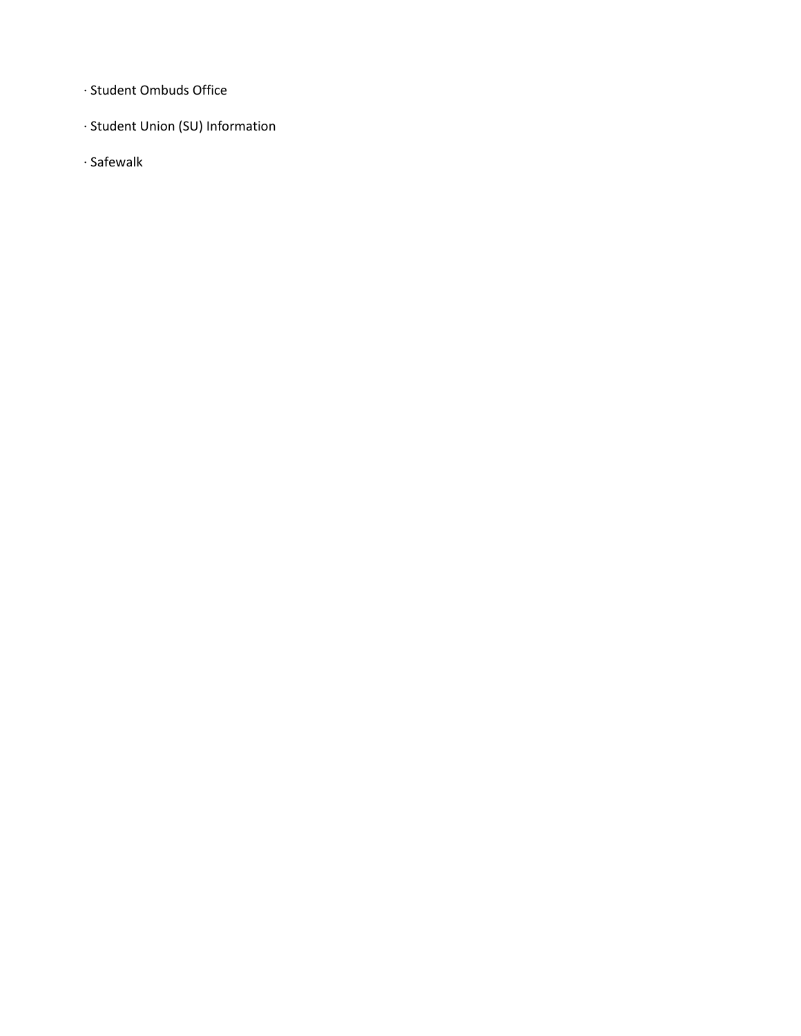· Student Ombuds Office

· Student Union (SU) Information

· Safewalk